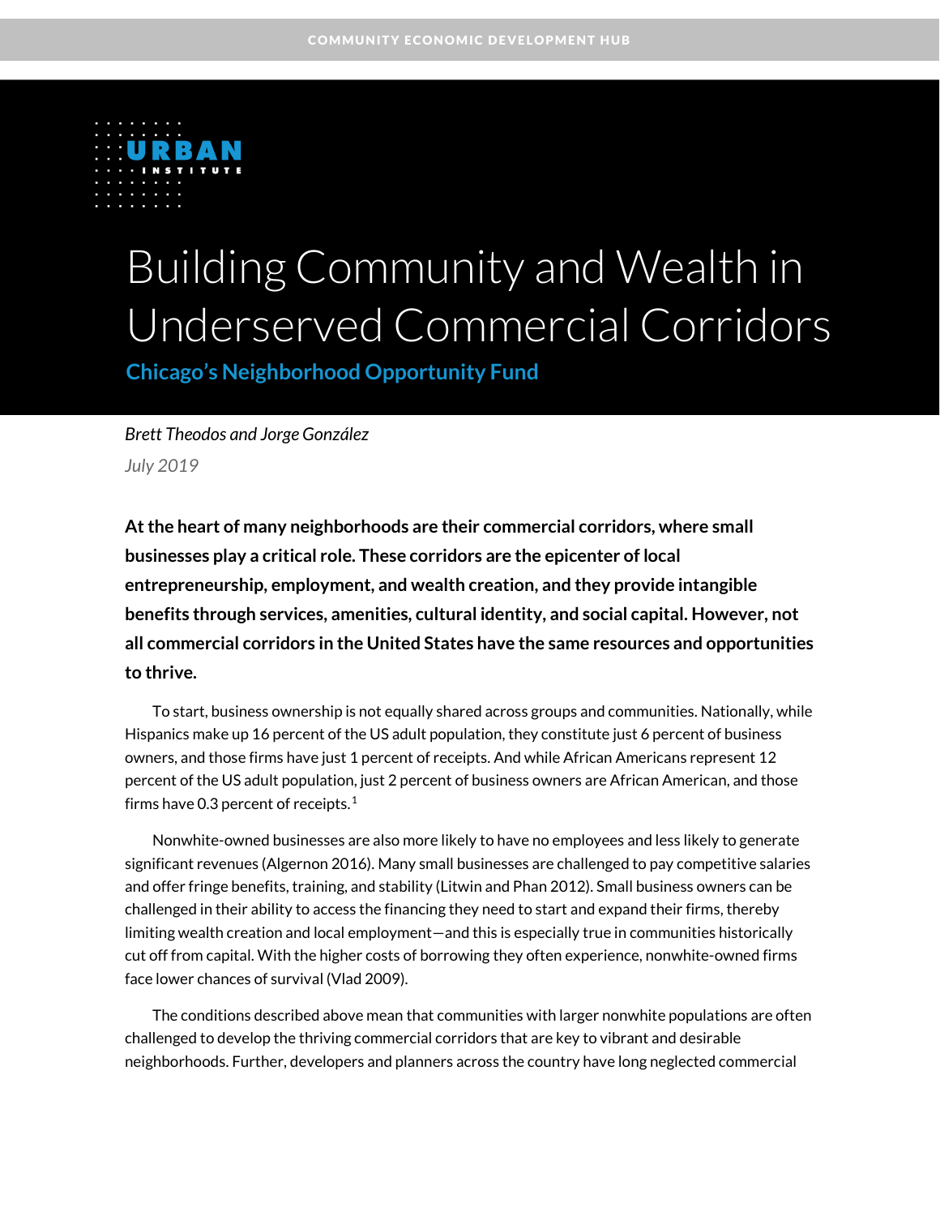COMMUNITY ECONOMIC DEVELOPMENT HUB

URBAN INSTITUTE

# Building Community and Wealth in Underserved Commercial Corridors

## Chicago's Neighborhood Opportunity Fund

*Brett Theodos and Jorge González*

*July 2019*

**At the heart of many neighborhoods are their commercial corridors, where small businesses play a critical role. These corridors are the epicenter of local entrepreneurship, employment, and wealth creation, and they provide intangible benefits through services, amenities, cultural identity, and social capital. However, not all commercial corridors in the United States have the same resources and opportunities to thrive.**

To start, business ownership is not equally shared across groups and communities. Nationally, while Hispanics make up 16 percent of the US adult population, they constitute just 6 percent of business owners, and those firms have just 1 percent of receipts. And while African Americans represent 12 percent of the US adult population, just 2 percent of business owners are African American, and those firms have 0.3 percent of receipts.[1]

Nonwhite-owned businesses are also more likely to have no employees and less likely to generate significant revenues (Algernon 2016). Many small businesses are challenged to pay competitive salaries and offer fringe benefits, training, and stability (Litwin and Phan 2012). Small business owners can be challenged in their ability to access the financing they need to start and expand their firms, thereby limiting wealth creation and local employment—and this is especially true in communities historically cut off from capital. With the higher costs of borrowing they often experience, nonwhite-owned firms face lower chances of survival (Vlad 2009).

The conditions described above mean that communities with larger nonwhite populations are often challenged to develop the thriving commercial corridors that are key to vibrant and desirable neighborhoods. Further, developers and planners across the country have long neglected commercial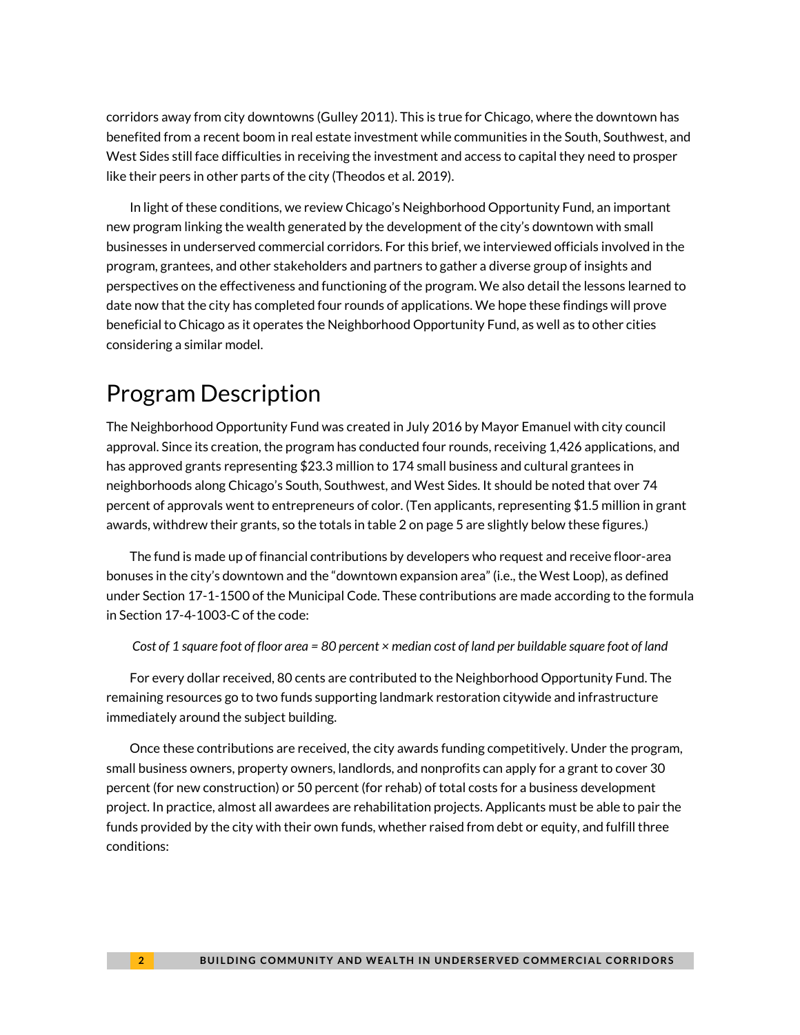corridors away from city downtowns (Gulley 2011). This is true for Chicago, where the downtown has benefited from a recent boom in real estate investment while communities in the South, Southwest, and West Sides still face difficulties in receiving the investment and access to capital they need to prosper like their peers in other parts of the city (Theodos et al. 2019).

In light of these conditions, we review Chicago's Neighborhood Opportunity Fund, an important new program linking the wealth generated by the development of the city's downtown with small businesses in underserved commercial corridors. For this brief, we interviewed officials involved in the program, grantees, and other stakeholders and partners to gather a diverse group of insights and perspectives on the effectiveness and functioning of the program. We also detail the lessons learned to date now that the city has completed four rounds of applications. We hope these findings will prove beneficial to Chicago as it operates the Neighborhood Opportunity Fund, as well as to other cities considering a similar model.

## Program Description

The Neighborhood Opportunity Fund was created in July 2016 by Mayor Emanuel with city council approval. Since its creation, the program has conducted four rounds, receiving 1,426 applications, and has approved grants representing $23.3 million to 174 small business and cultural grantees in neighborhoods along Chicago's South, Southwest, and West Sides. It should be noted that over 74 percent of approvals went to entrepreneurs of color. (Ten applicants, representing $1.5 million in grant awards, withdrew their grants, so the totals in table 2 on page 5 are slightly below these figures.)

The fund is made up of financial contributions by developers who request and receive floor-area bonuses in the city's downtown and the "downtown expansion area" (i.e., the West Loop), as defined under Section 17-1-1500 of the Municipal Code. These contributions are made according to the formula in Section 17-4-1003-C of the code:

*Cost of 1 square foot of floor area = 80 percent × median cost of land per buildable square foot of land*

For every dollar received, 80 cents are contributed to the Neighborhood Opportunity Fund. The remaining resources go to two funds supporting landmark restoration citywide and infrastructure immediately around the subject building.

Once these contributions are received, the city awards funding competitively. Under the program, small business owners, property owners, landlords, and nonprofits can apply for a grant to cover 30 percent (for new construction) or 50 percent (for rehab) of total costs for a business development project. In practice, almost all awardees are rehabilitation projects. Applicants must be able to pair the funds provided by the city with their own funds, whether raised from debt or equity, and fulfill three conditions: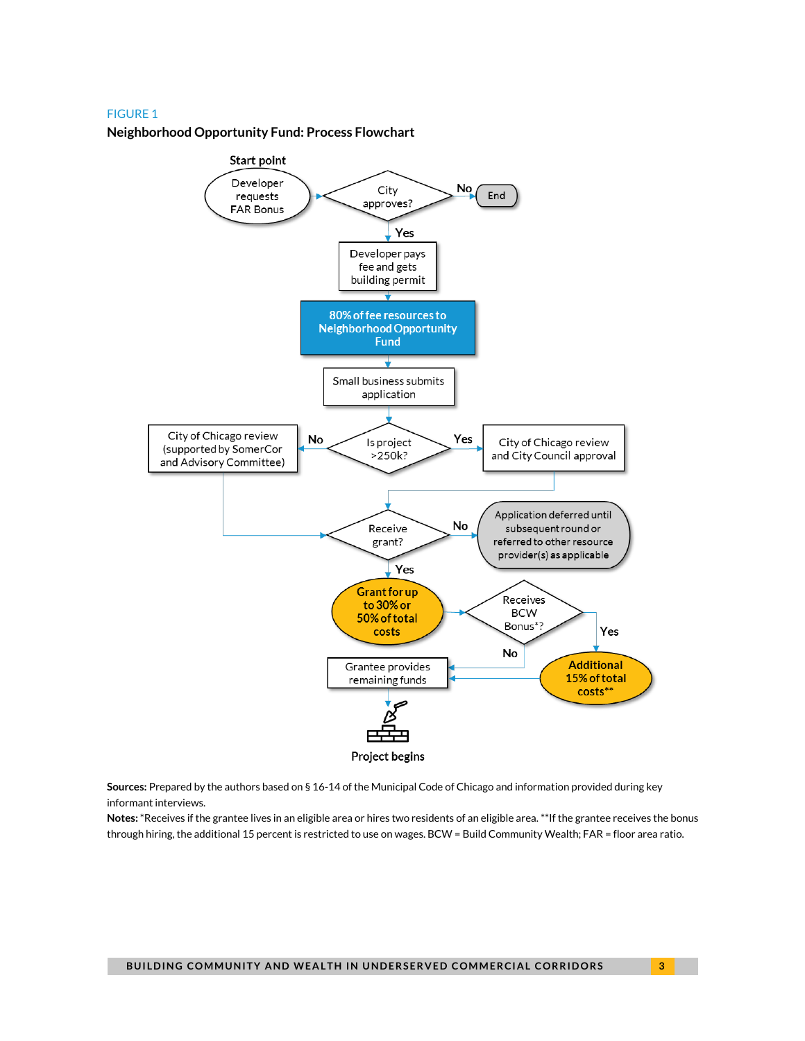FIGURE 1

**Neighborhood Opportunity Fund: Process Flowchart**

Start point

Developer requests FAR Bonus

City approves?

No

End

Yes

Developer pays fee and gets building permit

80% of fee resources to Neighborhood Opportunity Fund

Small business submits application

City of Chicago review (supported by SomerCor and Advisory Committee)

No

Is project >250k?

Yes

City of Chicago review and City Council approval

Receive grant?

No

Application deferred until subsequent round or referred to other resource provider(s) as applicable

Yes

Grant for up to 30% or 50% of total costs

Receives BCW Bonus*?

Yes

No

Grantee provides remaining funds

Additional 15% of total costs**

Project begins

**Sources:** Prepared by the authors based on § 16-14 of the Municipal Code of Chicago and information provided during key informant interviews.

**Notes:** *Receives if the grantee lives in an eligible area or hires two residents of an eligible area. **If the grantee receives the bonus through hiring, the additional 15 percent is restricted to use on wages. BCW = Build Community Wealth; FAR = floor area ratio.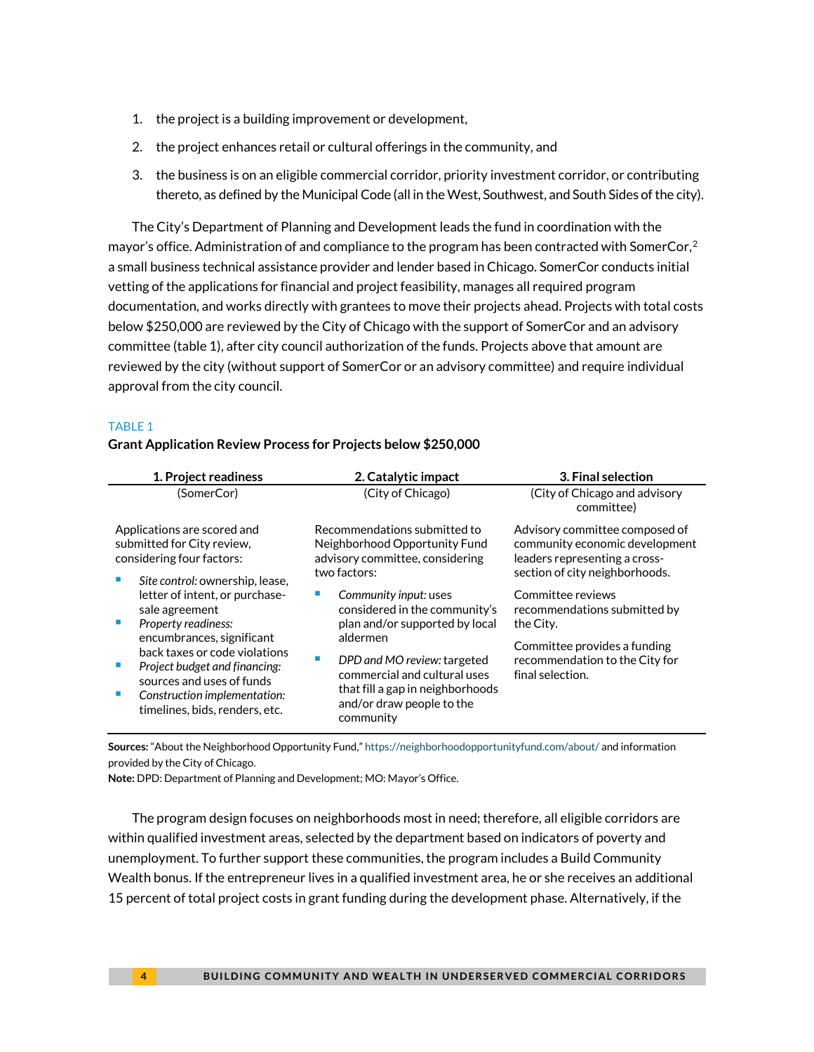1. the project is a building improvement or development,
2. the project enhances retail or cultural offerings in the community, and
3. the business is on an eligible commercial corridor, priority investment corridor, or contributing thereto, as defined by the Municipal Code (all in the West, Southwest, and South Sides of the city).

The City's Department of Planning and Development leads the fund in coordination with the mayor's office. Administration of and compliance to the program has been contracted with SomerCor,[2] a small business technical assistance provider and lender based in Chicago. SomerCor conducts initial vetting of the applications for financial and project feasibility, manages all required program documentation, and works directly with grantees to move their projects ahead. Projects with total costs below $250,000 are reviewed by the City of Chicago with the support of SomerCor and an advisory committee (table 1), after city council authorization of the funds. Projects above that amount are reviewed by the city (without support of SomerCor or an advisory committee) and require individual approval from the city council.

TABLE 1

**Grant Application Review Process for Projects below $250,000**

| **1. Project readiness** | **2. Catalytic impact** | **3. Final selection** |
|---|---|---|
| (SomerCor) | (City of Chicago) | (City of Chicago and advisory committee) |
| Applications are scored and submitted for City review, considering four factors:<br>▪ *Site control:* ownership, lease, letter of intent, or purchase-sale agreement<br>▪ *Property readiness:* encumbrances, significant back taxes or code violations<br>▪ *Project budget and financing:* sources and uses of funds<br>▪ *Construction implementation:* timelines, bids, renders, etc. | Recommendations submitted to Neighborhood Opportunity Fund advisory committee, considering two factors:<br>▪ *Community input:* uses considered in the community's plan and/or supported by local aldermen<br>▪ *DPD and MO review:* targeted commercial and cultural uses that fill a gap in neighborhoods and/or draw people to the community | Advisory committee composed of community economic development leaders representing a cross-section of city neighborhoods.<br>Committee reviews recommendations submitted by the City.<br>Committee provides a funding recommendation to the City for final selection. |

**Sources:** "About the Neighborhood Opportunity Fund," https://neighborhoodopportunityfund.com/about/ and information provided by the City of Chicago.
**Note:** DPD: Department of Planning and Development; MO: Mayor's Office.

The program design focuses on neighborhoods most in need; therefore, all eligible corridors are within qualified investment areas, selected by the department based on indicators of poverty and unemployment. To further support these communities, the program includes a Build Community Wealth bonus. If the entrepreneur lives in a qualified investment area, he or she receives an additional 15 percent of total project costs in grant funding during the development phase. Alternatively, if the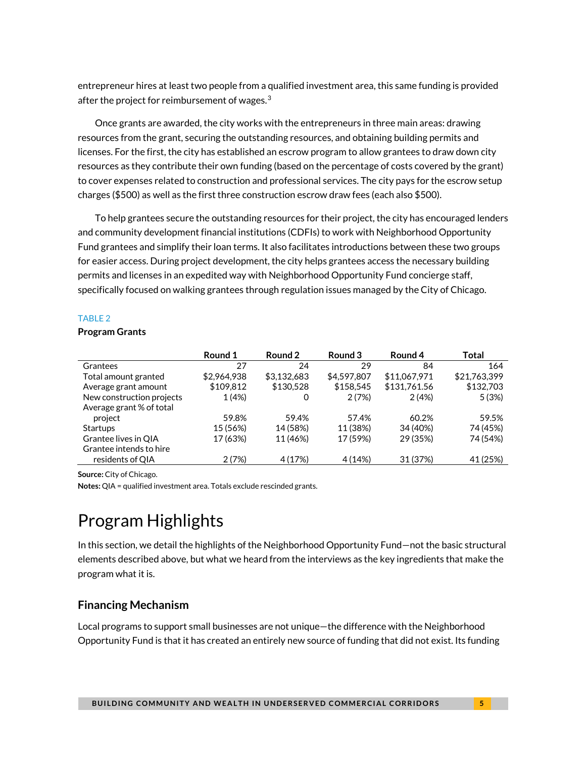entrepreneur hires at least two people from a qualified investment area, this same funding is provided after the project for reimbursement of wages.[3]

Once grants are awarded, the city works with the entrepreneurs in three main areas: drawing resources from the grant, securing the outstanding resources, and obtaining building permits and licenses. For the first, the city has established an escrow program to allow grantees to draw down city resources as they contribute their own funding (based on the percentage of costs covered by the grant) to cover expenses related to construction and professional services. The city pays for the escrow setup charges ($500) as well as the first three construction escrow draw fees (each also $500).

To help grantees secure the outstanding resources for their project, the city has encouraged lenders and community development financial institutions (CDFIs) to work with Neighborhood Opportunity Fund grantees and simplify their loan terms. It also facilitates introductions between these two groups for easier access. During project development, the city helps grantees access the necessary building permits and licenses in an expedited way with Neighborhood Opportunity Fund concierge staff, specifically focused on walking grantees through regulation issues managed by the City of Chicago.

TABLE 2

**Program Grants**

| | Round 1 | Round 2 | Round 3 | Round 4 | Total |
|---|---|---|---|---|---|
| Grantees | 27 | 24 | 29 | 84 | 164 |
| Total amount granted | $2,964,938 | $3,132,683 | $4,597,807 | $11,067,971 | $21,763,399 |
| Average grant amount | $109,812 | $130,528 | $158,545 | $131,761.56 | $132,703 |
| New construction projects | 1 (4%) | 0 | 2 (7%) | 2 (4%) | 5 (3%) |
| Average grant % of total project | 59.8% | 59.4% | 57.4% | 60.2% | 59.5% |
| Startups | 15 (56%) | 14 (58%) | 11 (38%) | 34 (40%) | 74 (45%) |
| Grantee lives in QIA | 17 (63%) | 11 (46%) | 17 (59%) | 29 (35%) | 74 (54%) |
| Grantee intends to hire residents of QIA | 2 (7%) | 4 (17%) | 4 (14%) | 31 (37%) | 41 (25%) |

**Source:** City of Chicago.

**Notes:** QIA = qualified investment area. Totals exclude rescinded grants.

# Program Highlights

In this section, we detail the highlights of the Neighborhood Opportunity Fund—not the basic structural elements described above, but what we heard from the interviews as the key ingredients that make the program what it is.

## Financing Mechanism

Local programs to support small businesses are not unique—the difference with the Neighborhood Opportunity Fund is that it has created an entirely new source of funding that did not exist. Its funding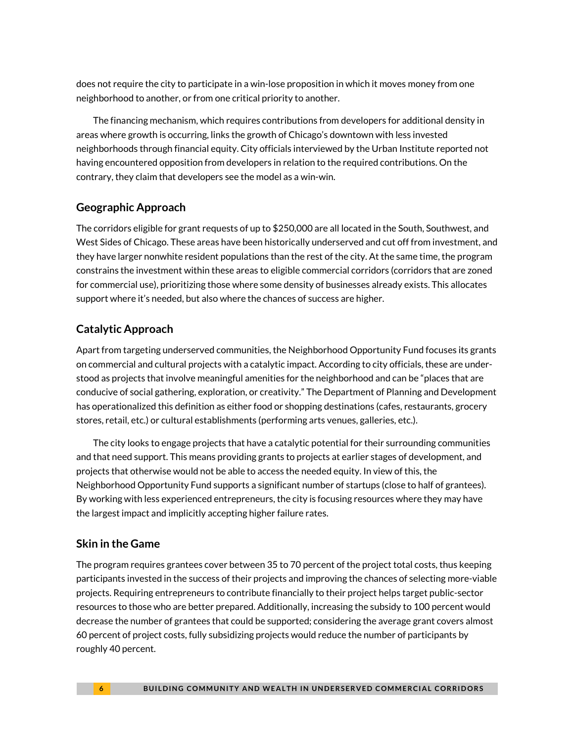does not require the city to participate in a win-lose proposition in which it moves money from one neighborhood to another, or from one critical priority to another.

The financing mechanism, which requires contributions from developers for additional density in areas where growth is occurring, links the growth of Chicago's downtown with less invested neighborhoods through financial equity. City officials interviewed by the Urban Institute reported not having encountered opposition from developers in relation to the required contributions. On the contrary, they claim that developers see the model as a win-win.

### Geographic Approach

The corridors eligible for grant requests of up to $250,000 are all located in the South, Southwest, and West Sides of Chicago. These areas have been historically underserved and cut off from investment, and they have larger nonwhite resident populations than the rest of the city. At the same time, the program constrains the investment within these areas to eligible commercial corridors (corridors that are zoned for commercial use), prioritizing those where some density of businesses already exists. This allocates support where it's needed, but also where the chances of success are higher.

### Catalytic Approach

Apart from targeting underserved communities, the Neighborhood Opportunity Fund focuses its grants on commercial and cultural projects with a catalytic impact. According to city officials, these are understood as projects that involve meaningful amenities for the neighborhood and can be "places that are conducive of social gathering, exploration, or creativity." The Department of Planning and Development has operationalized this definition as either food or shopping destinations (cafes, restaurants, grocery stores, retail, etc.) or cultural establishments (performing arts venues, galleries, etc.).

The city looks to engage projects that have a catalytic potential for their surrounding communities and that need support. This means providing grants to projects at earlier stages of development, and projects that otherwise would not be able to access the needed equity. In view of this, the Neighborhood Opportunity Fund supports a significant number of startups (close to half of grantees). By working with less experienced entrepreneurs, the city is focusing resources where they may have the largest impact and implicitly accepting higher failure rates.

### Skin in the Game

The program requires grantees cover between 35 to 70 percent of the project total costs, thus keeping participants invested in the success of their projects and improving the chances of selecting more-viable projects. Requiring entrepreneurs to contribute financially to their project helps target public-sector resources to those who are better prepared. Additionally, increasing the subsidy to 100 percent would decrease the number of grantees that could be supported; considering the average grant covers almost 60 percent of project costs, fully subsidizing projects would reduce the number of participants by roughly 40 percent.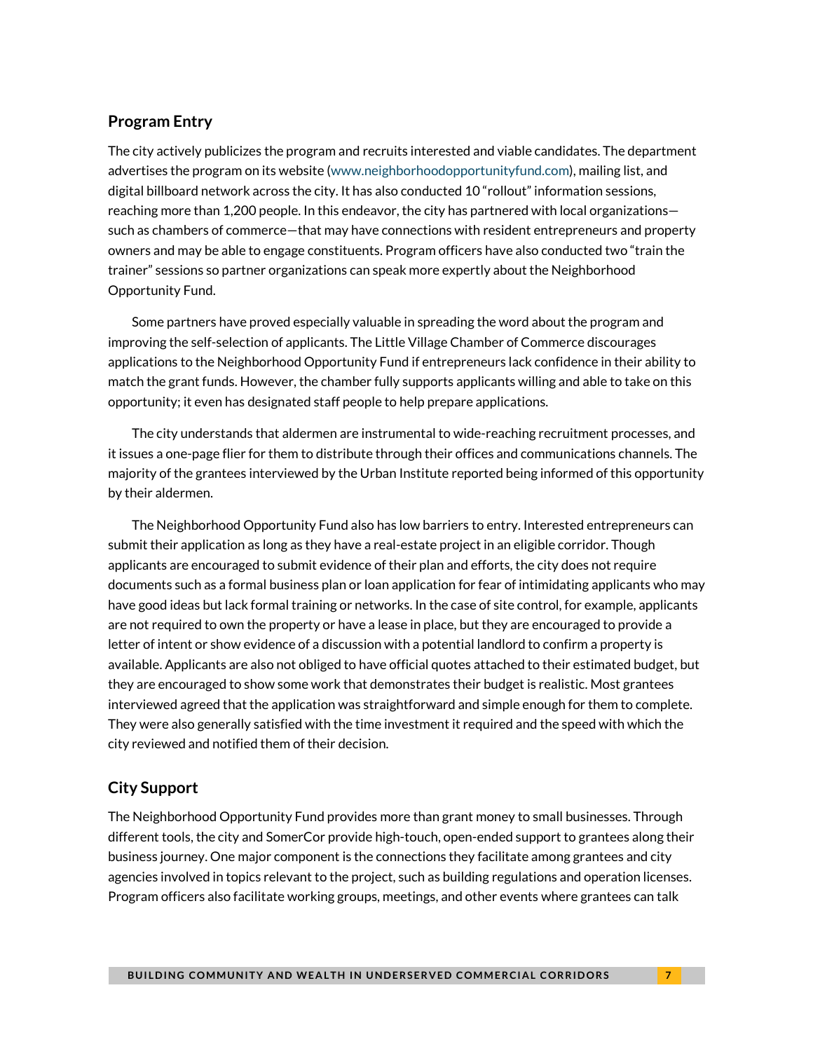## Program Entry

The city actively publicizes the program and recruits interested and viable candidates. The department advertises the program on its website (www.neighborhoodopportunityfund.com), mailing list, and digital billboard network across the city. It has also conducted 10 "rollout" information sessions, reaching more than 1,200 people. In this endeavor, the city has partnered with local organizations—such as chambers of commerce—that may have connections with resident entrepreneurs and property owners and may be able to engage constituents. Program officers have also conducted two "train the trainer" sessions so partner organizations can speak more expertly about the Neighborhood Opportunity Fund.

Some partners have proved especially valuable in spreading the word about the program and improving the self-selection of applicants. The Little Village Chamber of Commerce discourages applications to the Neighborhood Opportunity Fund if entrepreneurs lack confidence in their ability to match the grant funds. However, the chamber fully supports applicants willing and able to take on this opportunity; it even has designated staff people to help prepare applications.

The city understands that aldermen are instrumental to wide-reaching recruitment processes, and it issues a one-page flier for them to distribute through their offices and communications channels. The majority of the grantees interviewed by the Urban Institute reported being informed of this opportunity by their aldermen.

The Neighborhood Opportunity Fund also has low barriers to entry. Interested entrepreneurs can submit their application as long as they have a real-estate project in an eligible corridor. Though applicants are encouraged to submit evidence of their plan and efforts, the city does not require documents such as a formal business plan or loan application for fear of intimidating applicants who may have good ideas but lack formal training or networks. In the case of site control, for example, applicants are not required to own the property or have a lease in place, but they are encouraged to provide a letter of intent or show evidence of a discussion with a potential landlord to confirm a property is available. Applicants are also not obliged to have official quotes attached to their estimated budget, but they are encouraged to show some work that demonstrates their budget is realistic. Most grantees interviewed agreed that the application was straightforward and simple enough for them to complete. They were also generally satisfied with the time investment it required and the speed with which the city reviewed and notified them of their decision.

## City Support

The Neighborhood Opportunity Fund provides more than grant money to small businesses. Through different tools, the city and SomerCor provide high-touch, open-ended support to grantees along their business journey. One major component is the connections they facilitate among grantees and city agencies involved in topics relevant to the project, such as building regulations and operation licenses. Program officers also facilitate working groups, meetings, and other events where grantees can talk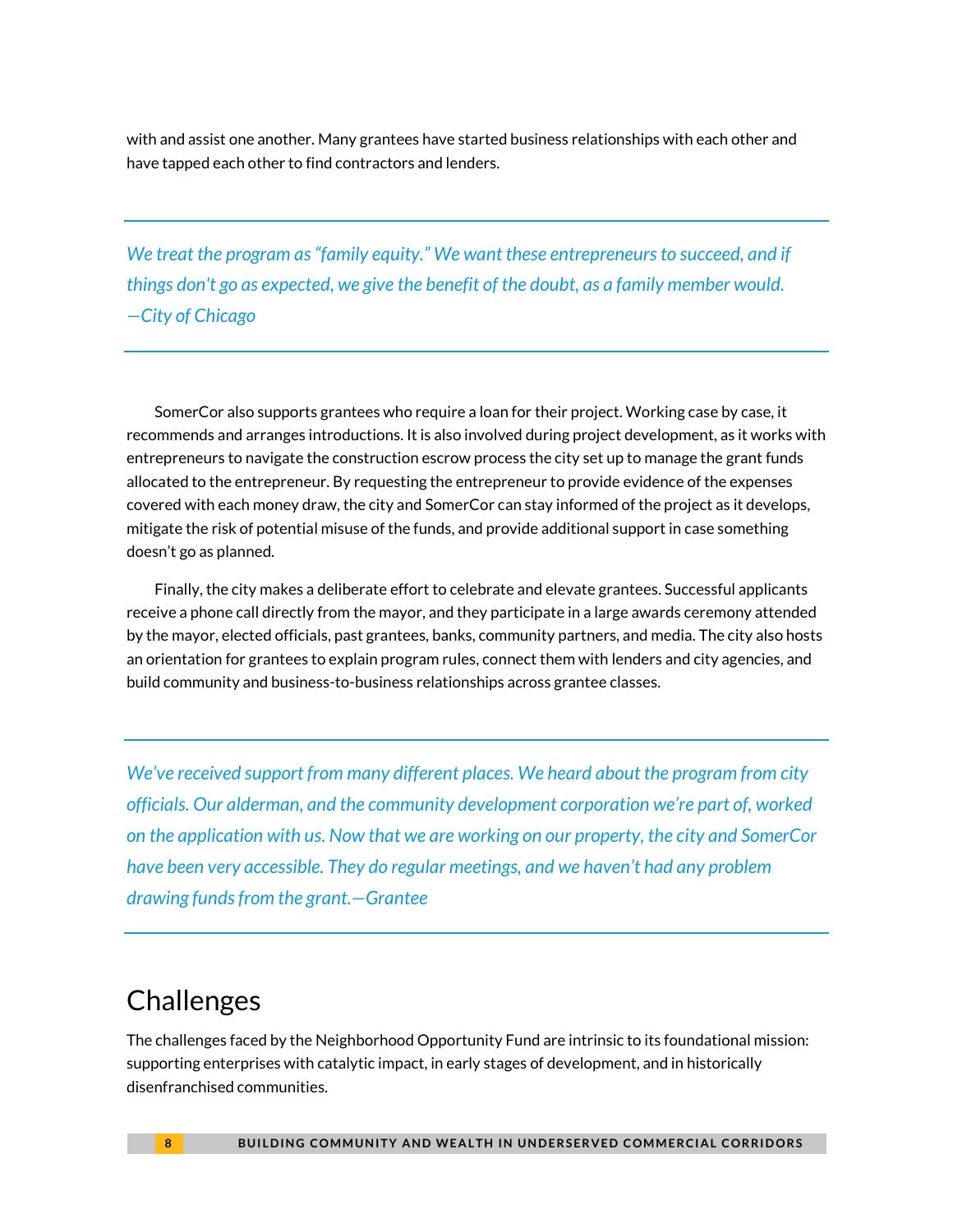with and assist one another. Many grantees have started business relationships with each other and have tapped each other to find contractors and lenders.

---

*We treat the program as "family equity." We want these entrepreneurs to succeed, and if things don't go as expected, we give the benefit of the doubt, as a family member would. —City of Chicago*

---

SomerCor also supports grantees who require a loan for their project. Working case by case, it recommends and arranges introductions. It is also involved during project development, as it works with entrepreneurs to navigate the construction escrow process the city set up to manage the grant funds allocated to the entrepreneur. By requesting the entrepreneur to provide evidence of the expenses covered with each money draw, the city and SomerCor can stay informed of the project as it develops, mitigate the risk of potential misuse of the funds, and provide additional support in case something doesn't go as planned.

Finally, the city makes a deliberate effort to celebrate and elevate grantees. Successful applicants receive a phone call directly from the mayor, and they participate in a large awards ceremony attended by the mayor, elected officials, past grantees, banks, community partners, and media. The city also hosts an orientation for grantees to explain program rules, connect them with lenders and city agencies, and build community and business-to-business relationships across grantee classes.

---

*We've received support from many different places. We heard about the program from city officials. Our alderman, and the community development corporation we're part of, worked on the application with us. Now that we are working on our property, the city and SomerCor have been very accessible. They do regular meetings, and we haven't had any problem drawing funds from the grant.—Grantee*

---

## Challenges

The challenges faced by the Neighborhood Opportunity Fund are intrinsic to its foundational mission: supporting enterprises with catalytic impact, in early stages of development, and in historically disenfranchised communities.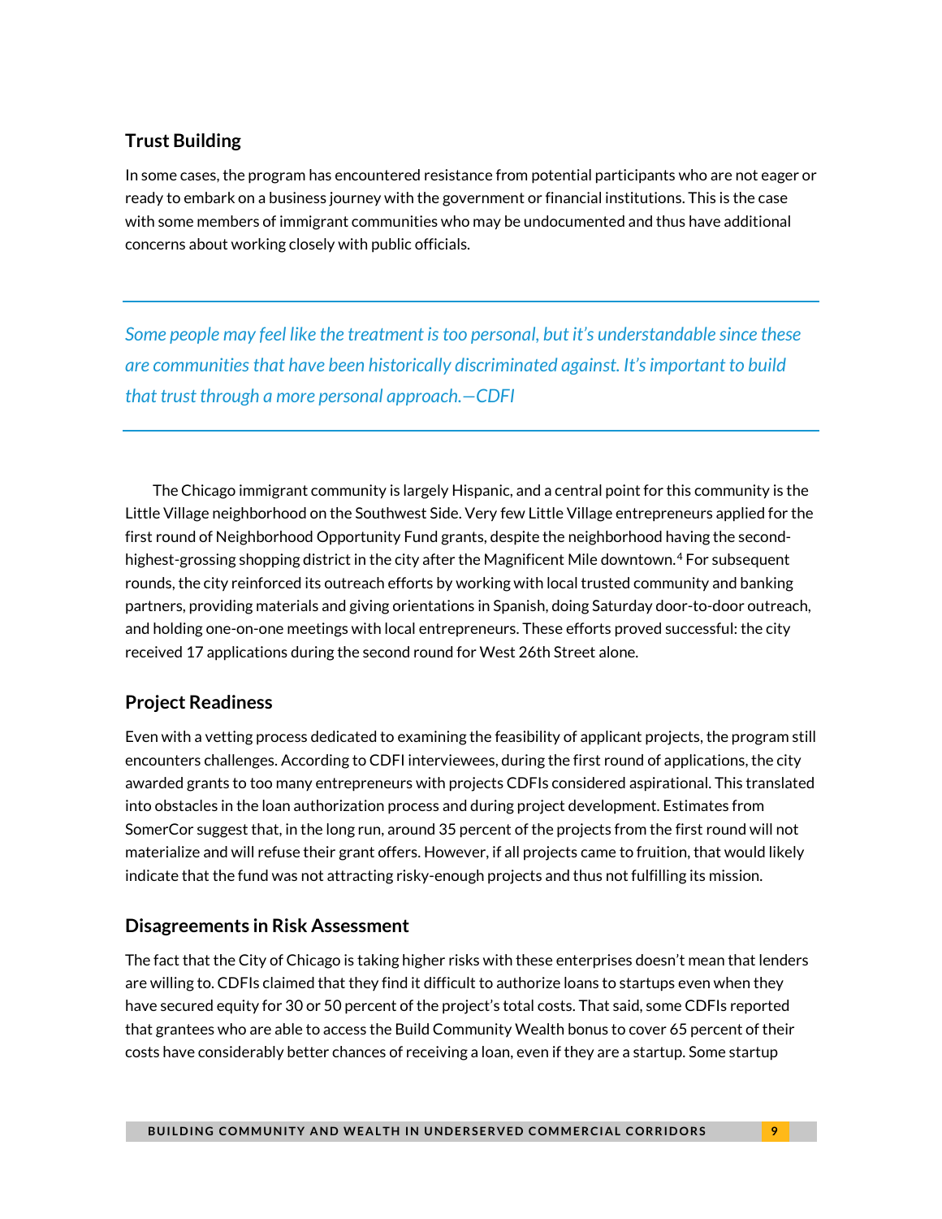### Trust Building

In some cases, the program has encountered resistance from potential participants who are not eager or ready to embark on a business journey with the government or financial institutions. This is the case with some members of immigrant communities who may be undocumented and thus have additional concerns about working closely with public officials.

> *Some people may feel like the treatment is too personal, but it's understandable since these are communities that have been historically discriminated against. It's important to build that trust through a more personal approach.—CDFI*

The Chicago immigrant community is largely Hispanic, and a central point for this community is the Little Village neighborhood on the Southwest Side. Very few Little Village entrepreneurs applied for the first round of Neighborhood Opportunity Fund grants, despite the neighborhood having the second-highest-grossing shopping district in the city after the Magnificent Mile downtown.[4] For subsequent rounds, the city reinforced its outreach efforts by working with local trusted community and banking partners, providing materials and giving orientations in Spanish, doing Saturday door-to-door outreach, and holding one-on-one meetings with local entrepreneurs. These efforts proved successful: the city received 17 applications during the second round for West 26th Street alone.

### Project Readiness

Even with a vetting process dedicated to examining the feasibility of applicant projects, the program still encounters challenges. According to CDFI interviewees, during the first round of applications, the city awarded grants to too many entrepreneurs with projects CDFIs considered aspirational. This translated into obstacles in the loan authorization process and during project development. Estimates from SomerCor suggest that, in the long run, around 35 percent of the projects from the first round will not materialize and will refuse their grant offers. However, if all projects came to fruition, that would likely indicate that the fund was not attracting risky-enough projects and thus not fulfilling its mission.

### Disagreements in Risk Assessment

The fact that the City of Chicago is taking higher risks with these enterprises doesn't mean that lenders are willing to. CDFIs claimed that they find it difficult to authorize loans to startups even when they have secured equity for 30 or 50 percent of the project's total costs. That said, some CDFIs reported that grantees who are able to access the Build Community Wealth bonus to cover 65 percent of their costs have considerably better chances of receiving a loan, even if they are a startup. Some startup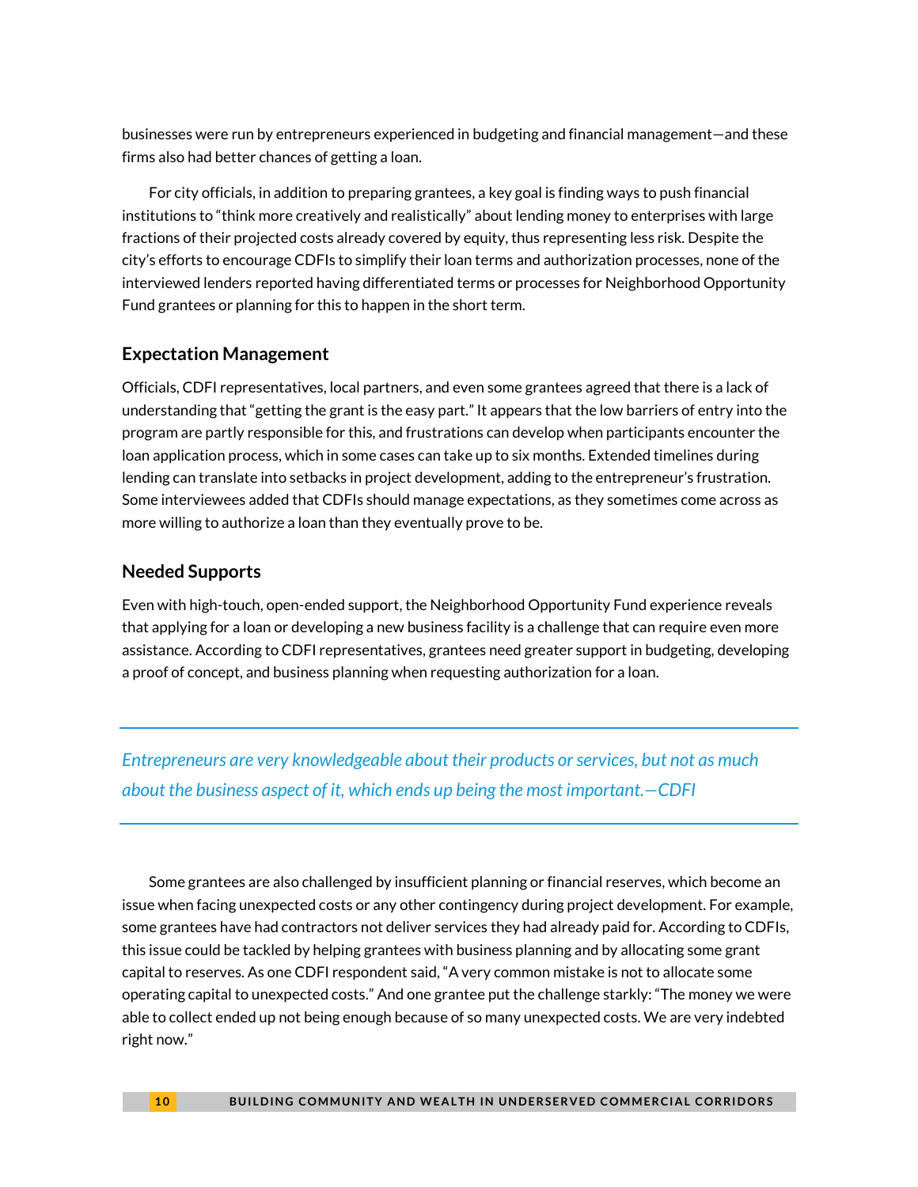businesses were run by entrepreneurs experienced in budgeting and financial management—and these firms also had better chances of getting a loan.

For city officials, in addition to preparing grantees, a key goal is finding ways to push financial institutions to "think more creatively and realistically" about lending money to enterprises with large fractions of their projected costs already covered by equity, thus representing less risk. Despite the city's efforts to encourage CDFIs to simplify their loan terms and authorization processes, none of the interviewed lenders reported having differentiated terms or processes for Neighborhood Opportunity Fund grantees or planning for this to happen in the short term.

### Expectation Management

Officials, CDFI representatives, local partners, and even some grantees agreed that there is a lack of understanding that "getting the grant is the easy part." It appears that the low barriers of entry into the program are partly responsible for this, and frustrations can develop when participants encounter the loan application process, which in some cases can take up to six months. Extended timelines during lending can translate into setbacks in project development, adding to the entrepreneur's frustration. Some interviewees added that CDFIs should manage expectations, as they sometimes come across as more willing to authorize a loan than they eventually prove to be.

### Needed Supports

Even with high-touch, open-ended support, the Neighborhood Opportunity Fund experience reveals that applying for a loan or developing a new business facility is a challenge that can require even more assistance. According to CDFI representatives, grantees need greater support in budgeting, developing a proof of concept, and business planning when requesting authorization for a loan.

---

*Entrepreneurs are very knowledgeable about their products or services, but not as much about the business aspect of it, which ends up being the most important.—CDFI*

---

Some grantees are also challenged by insufficient planning or financial reserves, which become an issue when facing unexpected costs or any other contingency during project development. For example, some grantees have had contractors not deliver services they had already paid for. According to CDFIs, this issue could be tackled by helping grantees with business planning and by allocating some grant capital to reserves. As one CDFI respondent said, "A very common mistake is not to allocate some operating capital to unexpected costs." And one grantee put the challenge starkly: "The money we were able to collect ended up not being enough because of so many unexpected costs. We are very indebted right now."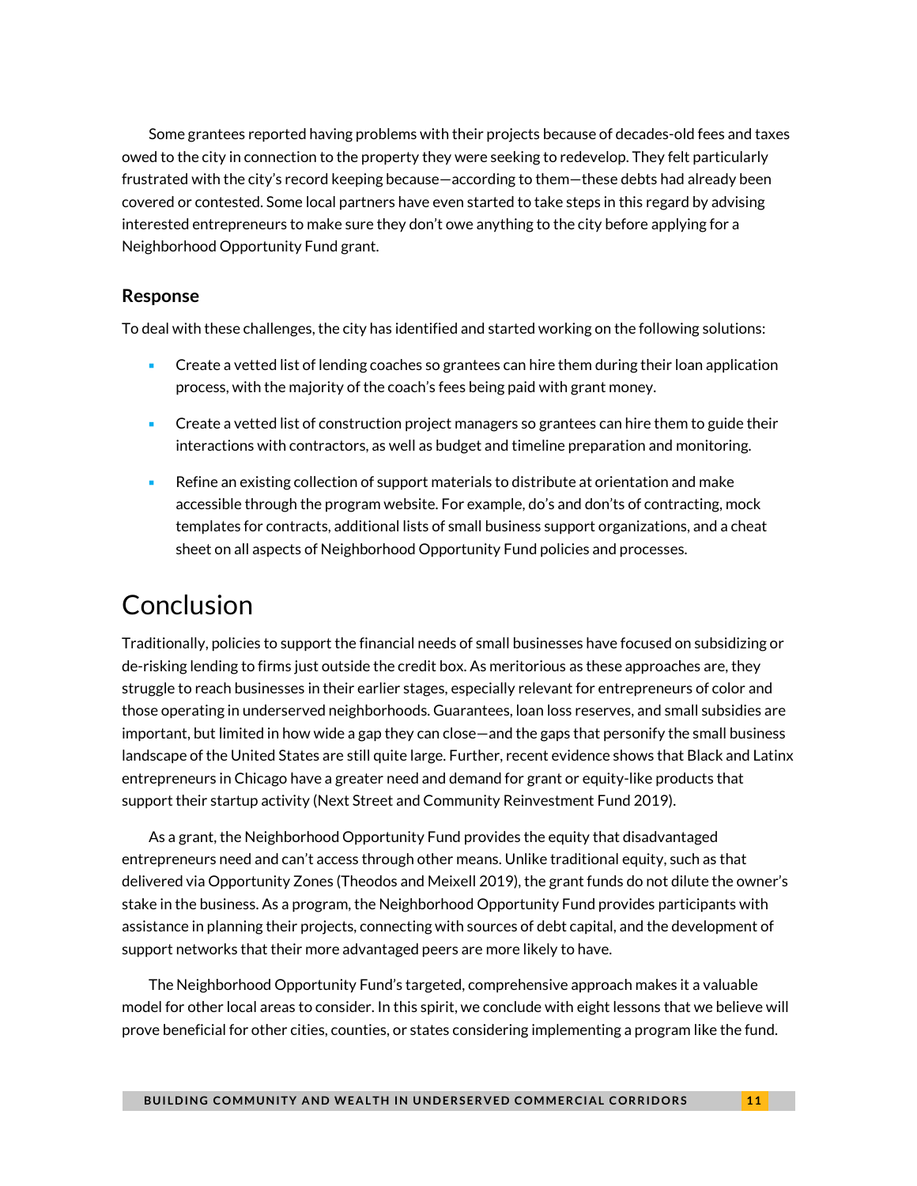Some grantees reported having problems with their projects because of decades-old fees and taxes owed to the city in connection to the property they were seeking to redevelop. They felt particularly frustrated with the city's record keeping because—according to them—these debts had already been covered or contested. Some local partners have even started to take steps in this regard by advising interested entrepreneurs to make sure they don't owe anything to the city before applying for a Neighborhood Opportunity Fund grant.

### Response

To deal with these challenges, the city has identified and started working on the following solutions:

- Create a vetted list of lending coaches so grantees can hire them during their loan application process, with the majority of the coach's fees being paid with grant money.
- Create a vetted list of construction project managers so grantees can hire them to guide their interactions with contractors, as well as budget and timeline preparation and monitoring.
- Refine an existing collection of support materials to distribute at orientation and make accessible through the program website. For example, do's and don'ts of contracting, mock templates for contracts, additional lists of small business support organizations, and a cheat sheet on all aspects of Neighborhood Opportunity Fund policies and processes.

## Conclusion

Traditionally, policies to support the financial needs of small businesses have focused on subsidizing or de-risking lending to firms just outside the credit box. As meritorious as these approaches are, they struggle to reach businesses in their earlier stages, especially relevant for entrepreneurs of color and those operating in underserved neighborhoods. Guarantees, loan loss reserves, and small subsidies are important, but limited in how wide a gap they can close—and the gaps that personify the small business landscape of the United States are still quite large. Further, recent evidence shows that Black and Latinx entrepreneurs in Chicago have a greater need and demand for grant or equity-like products that support their startup activity (Next Street and Community Reinvestment Fund 2019).

As a grant, the Neighborhood Opportunity Fund provides the equity that disadvantaged entrepreneurs need and can't access through other means. Unlike traditional equity, such as that delivered via Opportunity Zones (Theodos and Meixell 2019), the grant funds do not dilute the owner's stake in the business. As a program, the Neighborhood Opportunity Fund provides participants with assistance in planning their projects, connecting with sources of debt capital, and the development of support networks that their more advantaged peers are more likely to have.

The Neighborhood Opportunity Fund's targeted, comprehensive approach makes it a valuable model for other local areas to consider. In this spirit, we conclude with eight lessons that we believe will prove beneficial for other cities, counties, or states considering implementing a program like the fund.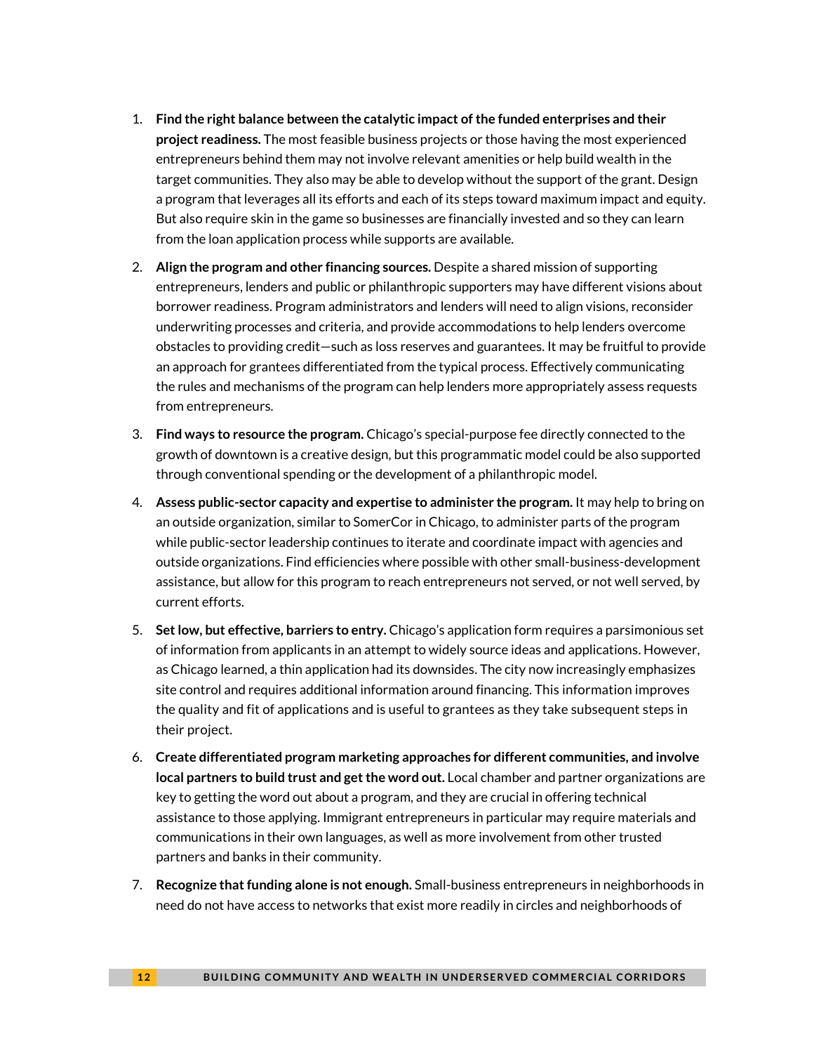1. **Find the right balance between the catalytic impact of the funded enterprises and their project readiness.** The most feasible business projects or those having the most experienced entrepreneurs behind them may not involve relevant amenities or help build wealth in the target communities. They also may be able to develop without the support of the grant. Design a program that leverages all its efforts and each of its steps toward maximum impact and equity. But also require skin in the game so businesses are financially invested and so they can learn from the loan application process while supports are available.

2. **Align the program and other financing sources.** Despite a shared mission of supporting entrepreneurs, lenders and public or philanthropic supporters may have different visions about borrower readiness. Program administrators and lenders will need to align visions, reconsider underwriting processes and criteria, and provide accommodations to help lenders overcome obstacles to providing credit—such as loss reserves and guarantees. It may be fruitful to provide an approach for grantees differentiated from the typical process. Effectively communicating the rules and mechanisms of the program can help lenders more appropriately assess requests from entrepreneurs.

3. **Find ways to resource the program.** Chicago's special-purpose fee directly connected to the growth of downtown is a creative design, but this programmatic model could be also supported through conventional spending or the development of a philanthropic model.

4. **Assess public-sector capacity and expertise to administer the program.** It may help to bring on an outside organization, similar to SomerCor in Chicago, to administer parts of the program while public-sector leadership continues to iterate and coordinate impact with agencies and outside organizations. Find efficiencies where possible with other small-business-development assistance, but allow for this program to reach entrepreneurs not served, or not well served, by current efforts.

5. **Set low, but effective, barriers to entry.** Chicago's application form requires a parsimonious set of information from applicants in an attempt to widely source ideas and applications. However, as Chicago learned, a thin application had its downsides. The city now increasingly emphasizes site control and requires additional information around financing. This information improves the quality and fit of applications and is useful to grantees as they take subsequent steps in their project.

6. **Create differentiated program marketing approaches for different communities, and involve local partners to build trust and get the word out.** Local chamber and partner organizations are key to getting the word out about a program, and they are crucial in offering technical assistance to those applying. Immigrant entrepreneurs in particular may require materials and communications in their own languages, as well as more involvement from other trusted partners and banks in their community.

7. **Recognize that funding alone is not enough.** Small-business entrepreneurs in neighborhoods in need do not have access to networks that exist more readily in circles and neighborhoods of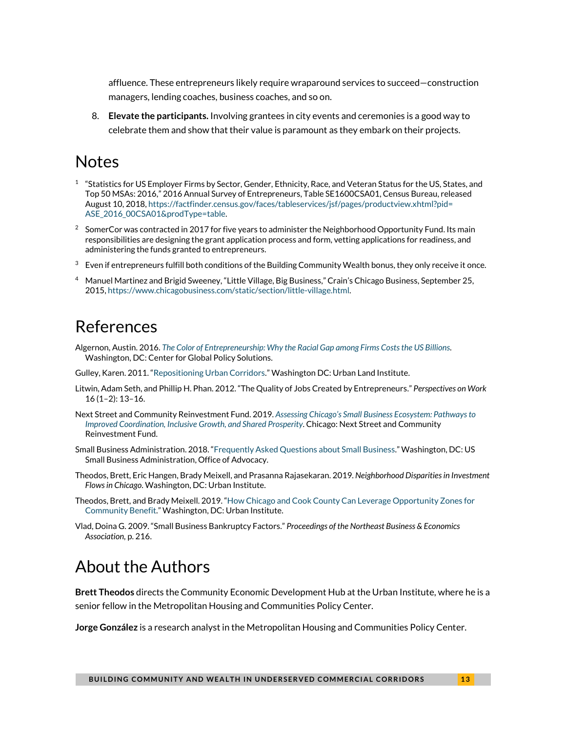affluence. These entrepreneurs likely require wraparound services to succeed—construction managers, lending coaches, business coaches, and so on.

8. **Elevate the participants.** Involving grantees in city events and ceremonies is a good way to celebrate them and show that their value is paramount as they embark on their projects.

# Notes

[1] "Statistics for US Employer Firms by Sector, Gender, Ethnicity, Race, and Veteran Status for the US, States, and Top 50 MSAs: 2016," 2016 Annual Survey of Entrepreneurs, Table SE1600CSA01, Census Bureau, released August 10, 2018, https://factfinder.census.gov/faces/tableservices/jsf/pages/productview.xhtml?pid=ASE_2016_00CSA01&prodType=table.

[2] SomerCor was contracted in 2017 for five years to administer the Neighborhood Opportunity Fund. Its main responsibilities are designing the grant application process and form, vetting applications for readiness, and administering the funds granted to entrepreneurs.

[3] Even if entrepreneurs fulfill both conditions of the Building Community Wealth bonus, they only receive it once.

[4] Manuel Martinez and Brigid Sweeney, "Little Village, Big Business," Crain's Chicago Business, September 25, 2015, https://www.chicagobusiness.com/static/section/little-village.html.

# References

Algernon, Austin. 2016. *The Color of Entrepreneurship: Why the Racial Gap among Firms Costs the US Billions*. Washington, DC: Center for Global Policy Solutions.

Gulley, Karen. 2011. "Repositioning Urban Corridors." Washington DC: Urban Land Institute.

Litwin, Adam Seth, and Phillip H. Phan. 2012. "The Quality of Jobs Created by Entrepreneurs." *Perspectives on Work* 16 (1–2): 13–16.

Next Street and Community Reinvestment Fund. 2019. *Assessing Chicago's Small Business Ecosystem: Pathways to Improved Coordination, Inclusive Growth, and Shared Prosperity*. Chicago: Next Street and Community Reinvestment Fund.

Small Business Administration. 2018. "Frequently Asked Questions about Small Business." Washington, DC: US Small Business Administration, Office of Advocacy.

Theodos, Brett, Eric Hangen, Brady Meixell, and Prasanna Rajasekaran. 2019. *Neighborhood Disparities in Investment Flows in Chicago*. Washington, DC: Urban Institute.

Theodos, Brett, and Brady Meixell. 2019. "How Chicago and Cook County Can Leverage Opportunity Zones for Community Benefit." Washington, DC: Urban Institute.

Vlad, Doina G. 2009. "Small Business Bankruptcy Factors." *Proceedings of the Northeast Business & Economics Association*, p. 216.

# About the Authors

**Brett Theodos** directs the Community Economic Development Hub at the Urban Institute, where he is a senior fellow in the Metropolitan Housing and Communities Policy Center.

**Jorge González** is a research analyst in the Metropolitan Housing and Communities Policy Center.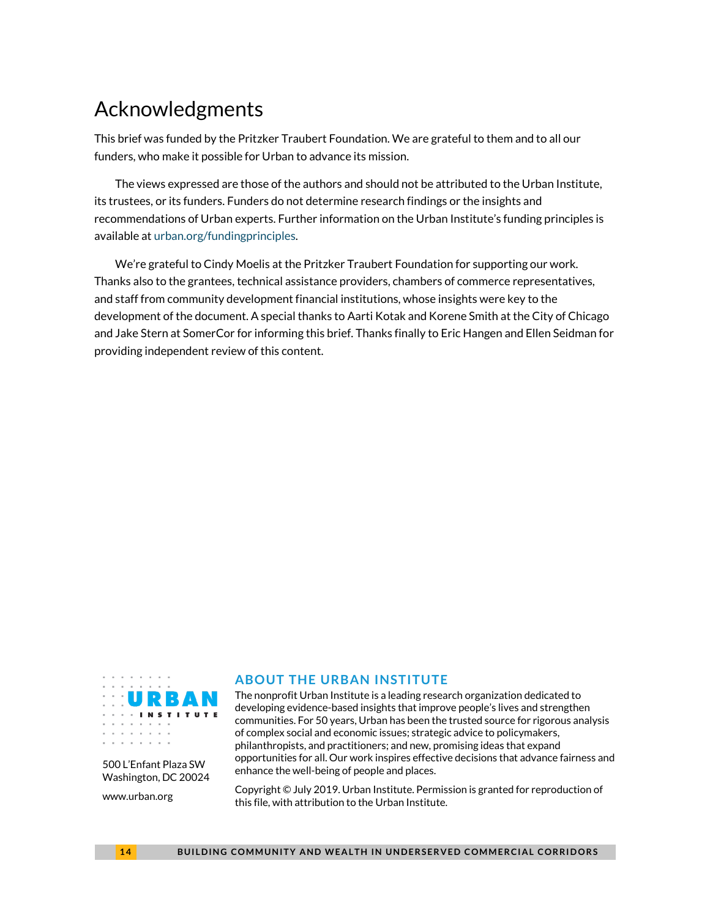# Acknowledgments

This brief was funded by the Pritzker Traubert Foundation. We are grateful to them and to all our funders, who make it possible for Urban to advance its mission.

The views expressed are those of the authors and should not be attributed to the Urban Institute, its trustees, or its funders. Funders do not determine research findings or the insights and recommendations of Urban experts. Further information on the Urban Institute's funding principles is available at urban.org/fundingprinciples.

We're grateful to Cindy Moelis at the Pritzker Traubert Foundation for supporting our work. Thanks also to the grantees, technical assistance providers, chambers of commerce representatives, and staff from community development financial institutions, whose insights were key to the development of the document. A special thanks to Aarti Kotak and Korene Smith at the City of Chicago and Jake Stern at SomerCor for informing this brief. Thanks finally to Eric Hangen and Ellen Seidman for providing independent review of this content.

URBAN INSTITUTE

500 L'Enfant Plaza SW
Washington, DC 20024

www.urban.org

## ABOUT THE URBAN INSTITUTE

The nonprofit Urban Institute is a leading research organization dedicated to developing evidence-based insights that improve people's lives and strengthen communities. For 50 years, Urban has been the trusted source for rigorous analysis of complex social and economic issues; strategic advice to policymakers, philanthropists, and practitioners; and new, promising ideas that expand opportunities for all. Our work inspires effective decisions that advance fairness and enhance the well-being of people and places.

Copyright © July 2019. Urban Institute. Permission is granted for reproduction of this file, with attribution to the Urban Institute.